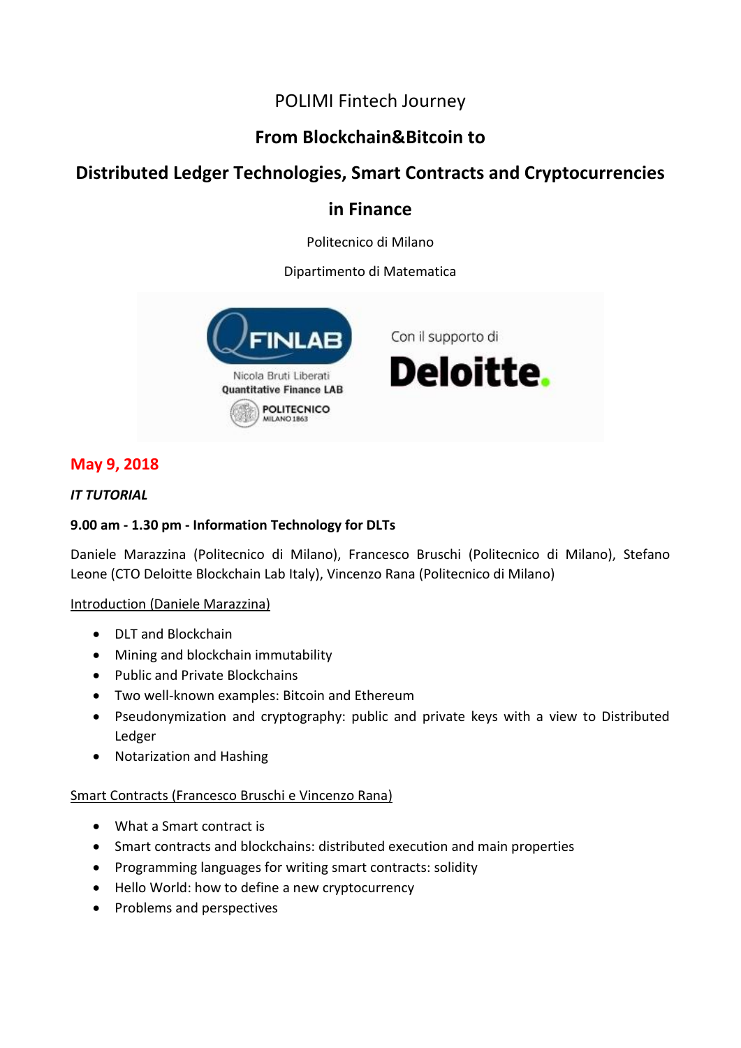POLIMI Fintech Journey

# From Blockchain&Bitcoin to

# Distributed Ledger Technologies, Smart Contracts and Cryptocurrencies

# in Finance

Politecnico di Milano

Dipartimento di Matematica

**May 9, 2018**

***IT TUTORIAL***

**9.00 am - 1.30 pm - Information Technology for DLTs**

Daniele Marazzina (Politecnico di Milano), Francesco Bruschi (Politecnico di Milano), Stefano Leone (CTO Deloitte Blockchain Lab Italy), Vincenzo Rana (Politecnico di Milano)

Introduction (Daniele Marazzina)

- DLT and Blockchain
- Mining and blockchain immutability
- Public and Private Blockchains
- Two well-known examples: Bitcoin and Ethereum
- Pseudonymization and cryptography: public and private keys with a view to Distributed Ledger
- Notarization and Hashing

Smart Contracts (Francesco Bruschi e Vincenzo Rana)

- What a Smart contract is
- Smart contracts and blockchains: distributed execution and main properties
- Programming languages for writing smart contracts: solidity
- Hello World: how to define a new cryptocurrency
- Problems and perspectives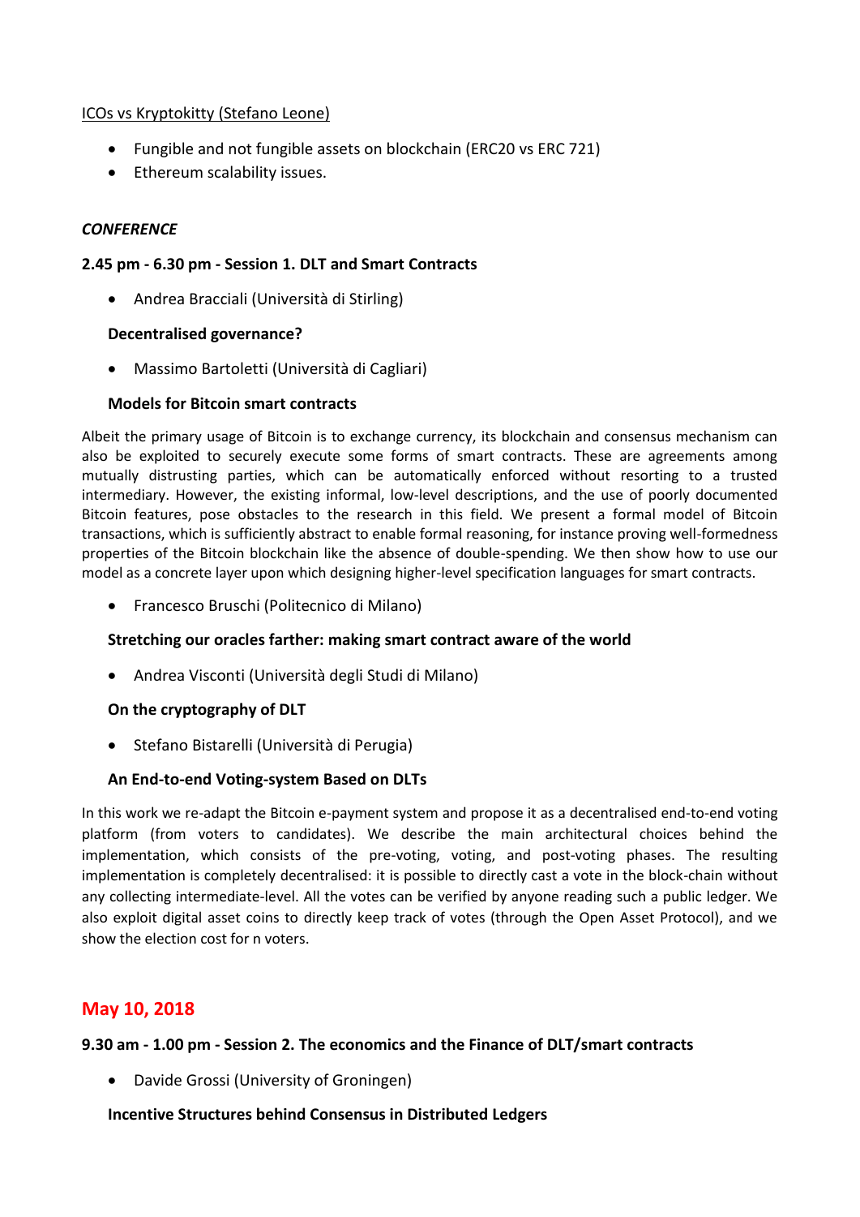ICOs vs Kryptokitty (Stefano Leone)

- Fungible and not fungible assets on blockchain (ERC20 vs ERC 721)
- Ethereum scalability issues.

***CONFERENCE***

**2.45 pm - 6.30 pm - Session 1. DLT and Smart Contracts**

- Andrea Bracciali (Università di Stirling)

**Decentralised governance?**

- Massimo Bartoletti (Università di Cagliari)

**Models for Bitcoin smart contracts**

Albeit the primary usage of Bitcoin is to exchange currency, its blockchain and consensus mechanism can also be exploited to securely execute some forms of smart contracts. These are agreements among mutually distrusting parties, which can be automatically enforced without resorting to a trusted intermediary. However, the existing informal, low-level descriptions, and the use of poorly documented Bitcoin features, pose obstacles to the research in this field. We present a formal model of Bitcoin transactions, which is sufficiently abstract to enable formal reasoning, for instance proving well-formedness properties of the Bitcoin blockchain like the absence of double-spending. We then show how to use our model as a concrete layer upon which designing higher-level specification languages for smart contracts.

- Francesco Bruschi (Politecnico di Milano)

**Stretching our oracles farther: making smart contract aware of the world**

- Andrea Visconti (Università degli Studi di Milano)

**On the cryptography of DLT**

- Stefano Bistarelli (Università di Perugia)

**An End-to-end Voting-system Based on DLTs**

In this work we re-adapt the Bitcoin e-payment system and propose it as a decentralised end-to-end voting platform (from voters to candidates). We describe the main architectural choices behind the implementation, which consists of the pre-voting, voting, and post-voting phases. The resulting implementation is completely decentralised: it is possible to directly cast a vote in the block-chain without any collecting intermediate-level. All the votes can be verified by anyone reading such a public ledger. We also exploit digital asset coins to directly keep track of votes (through the Open Asset Protocol), and we show the election cost for n voters.

## May 10, 2018

**9.30 am - 1.00 pm - Session 2. The economics and the Finance of DLT/smart contracts**

- Davide Grossi (University of Groningen)

**Incentive Structures behind Consensus in Distributed Ledgers**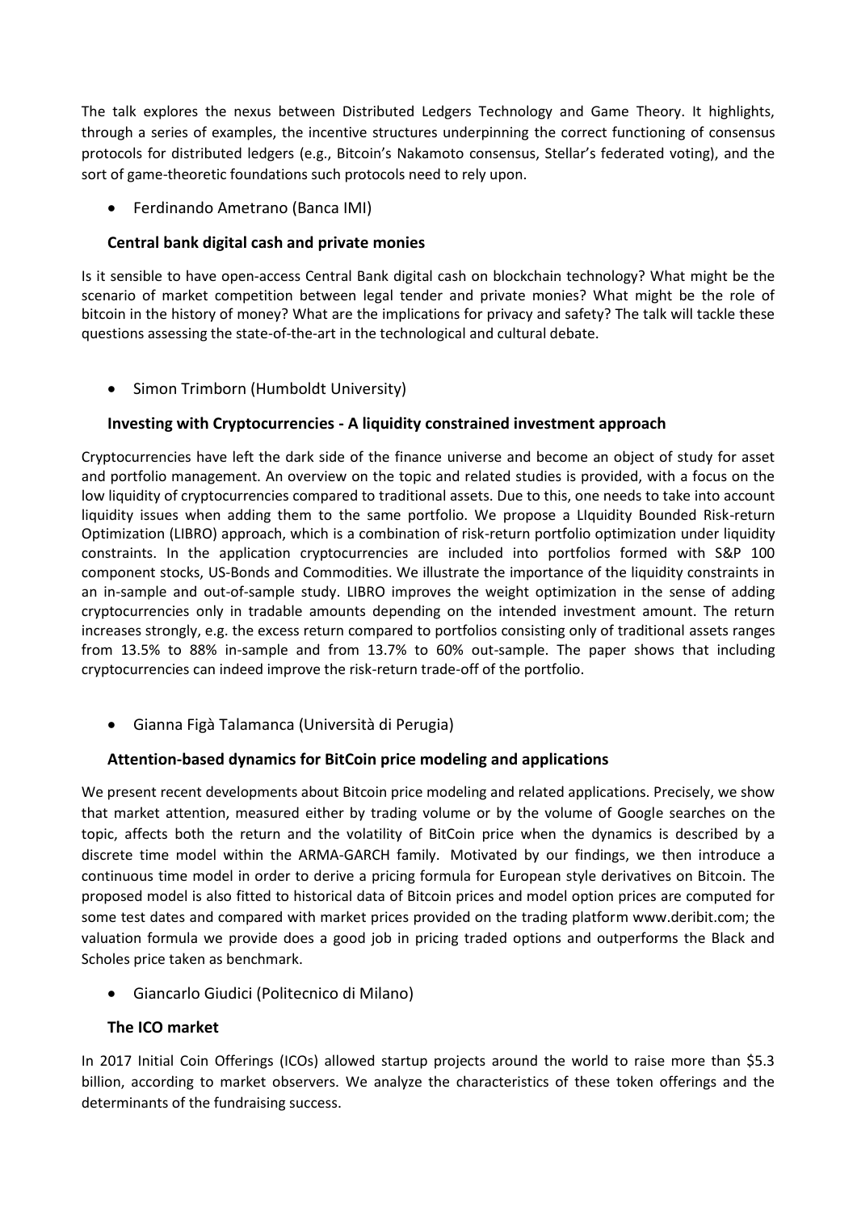The talk explores the nexus between Distributed Ledgers Technology and Game Theory. It highlights, through a series of examples, the incentive structures underpinning the correct functioning of consensus protocols for distributed ledgers (e.g., Bitcoin's Nakamoto consensus, Stellar's federated voting), and the sort of game-theoretic foundations such protocols need to rely upon.

- Ferdinando Ametrano (Banca IMI)

**Central bank digital cash and private monies**

Is it sensible to have open-access Central Bank digital cash on blockchain technology? What might be the scenario of market competition between legal tender and private monies? What might be the role of bitcoin in the history of money? What are the implications for privacy and safety? The talk will tackle these questions assessing the state-of-the-art in the technological and cultural debate.

- Simon Trimborn (Humboldt University)

**Investing with Cryptocurrencies - A liquidity constrained investment approach**

Cryptocurrencies have left the dark side of the finance universe and become an object of study for asset and portfolio management. An overview on the topic and related studies is provided, with a focus on the low liquidity of cryptocurrencies compared to traditional assets. Due to this, one needs to take into account liquidity issues when adding them to the same portfolio. We propose a LIquidity Bounded Risk-return Optimization (LIBRO) approach, which is a combination of risk-return portfolio optimization under liquidity constraints. In the application cryptocurrencies are included into portfolios formed with S&P 100 component stocks, US-Bonds and Commodities. We illustrate the importance of the liquidity constraints in an in-sample and out-of-sample study. LIBRO improves the weight optimization in the sense of adding cryptocurrencies only in tradable amounts depending on the intended investment amount. The return increases strongly, e.g. the excess return compared to portfolios consisting only of traditional assets ranges from 13.5% to 88% in-sample and from 13.7% to 60% out-sample. The paper shows that including cryptocurrencies can indeed improve the risk-return trade-off of the portfolio.

- Gianna Figà Talamanca (Università di Perugia)

**Attention-based dynamics for BitCoin price modeling and applications**

We present recent developments about Bitcoin price modeling and related applications. Precisely, we show that market attention, measured either by trading volume or by the volume of Google searches on the topic, affects both the return and the volatility of BitCoin price when the dynamics is described by a discrete time model within the ARMA-GARCH family. Motivated by our findings, we then introduce a continuous time model in order to derive a pricing formula for European style derivatives on Bitcoin. The proposed model is also fitted to historical data of Bitcoin prices and model option prices are computed for some test dates and compared with market prices provided on the trading platform www.deribit.com; the valuation formula we provide does a good job in pricing traded options and outperforms the Black and Scholes price taken as benchmark.

- Giancarlo Giudici (Politecnico di Milano)

**The ICO market**

In 2017 Initial Coin Offerings (ICOs) allowed startup projects around the world to raise more than $5.3 billion, according to market observers. We analyze the characteristics of these token offerings and the determinants of the fundraising success.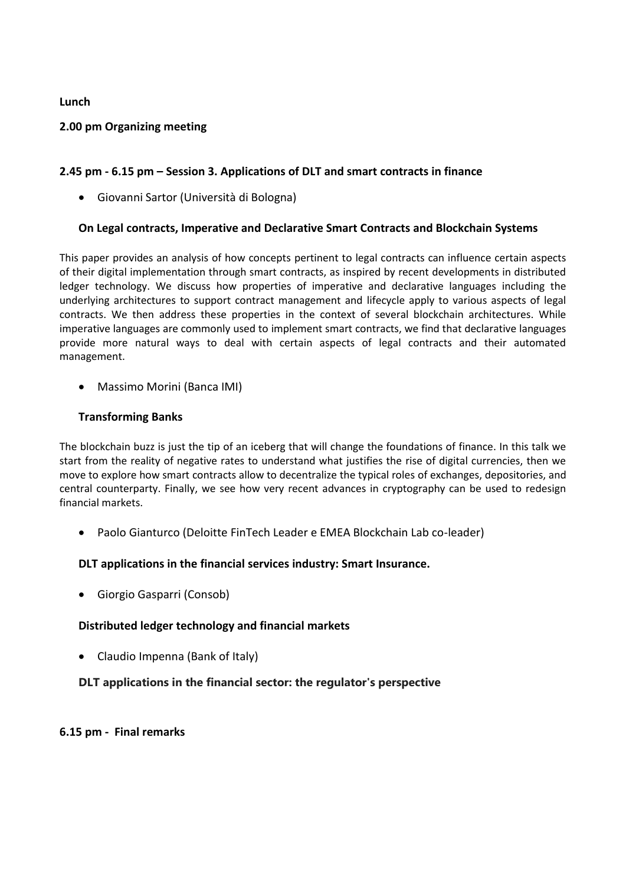**Lunch**

**2.00 pm Organizing meeting**

**2.45 pm - 6.15 pm – Session 3. Applications of DLT and smart contracts in finance**

- Giovanni Sartor (Università di Bologna)

**On Legal contracts, Imperative and Declarative Smart Contracts and Blockchain Systems**

This paper provides an analysis of how concepts pertinent to legal contracts can influence certain aspects of their digital implementation through smart contracts, as inspired by recent developments in distributed ledger technology. We discuss how properties of imperative and declarative languages including the underlying architectures to support contract management and lifecycle apply to various aspects of legal contracts. We then address these properties in the context of several blockchain architectures. While imperative languages are commonly used to implement smart contracts, we find that declarative languages provide more natural ways to deal with certain aspects of legal contracts and their automated management.

- Massimo Morini (Banca IMI)

**Transforming Banks**

The blockchain buzz is just the tip of an iceberg that will change the foundations of finance. In this talk we start from the reality of negative rates to understand what justifies the rise of digital currencies, then we move to explore how smart contracts allow to decentralize the typical roles of exchanges, depositories, and central counterparty. Finally, we see how very recent advances in cryptography can be used to redesign financial markets.

- Paolo Gianturco (Deloitte FinTech Leader e EMEA Blockchain Lab co-leader)

**DLT applications in the financial services industry: Smart Insurance.**

- Giorgio Gasparri (Consob)

**Distributed ledger technology and financial markets**

- Claudio Impenna (Bank of Italy)

**DLT applications in the financial sector: the regulator's perspective**

**6.15 pm - Final remarks**